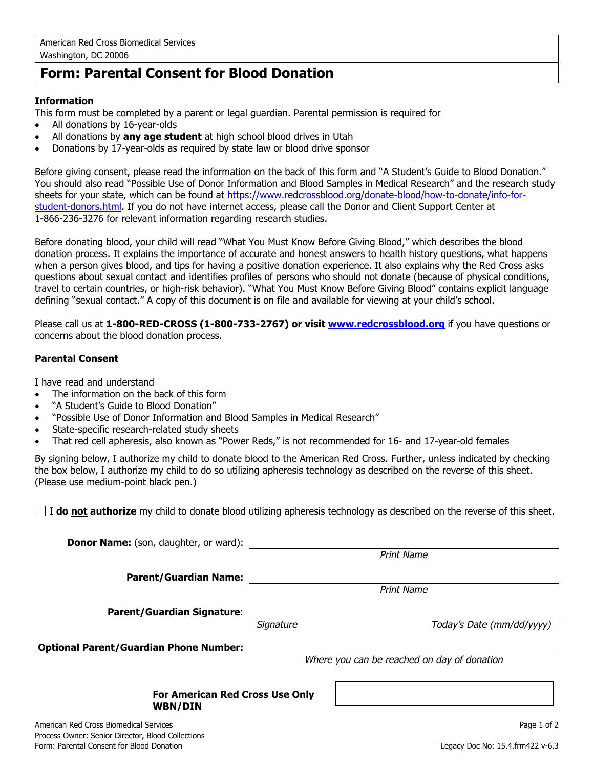American Red Cross Biomedical Services
Washington, DC 20006

# Form: Parental Consent for Blood Donation

### Information

This form must be completed by a parent or legal guardian. Parental permission is required for

- All donations by 16-year-olds
- All donations by **any age student** at high school blood drives in Utah
- Donations by 17-year-olds as required by state law or blood drive sponsor

Before giving consent, please read the information on the back of this form and "A Student's Guide to Blood Donation." You should also read "Possible Use of Donor Information and Blood Samples in Medical Research" and the research study sheets for your state, which can be found at https://www.redcrossblood.org/donate-blood/how-to-donate/info-for-student-donors.html. If you do not have internet access, please call the Donor and Client Support Center at 1-866-236-3276 for relevant information regarding research studies.

Before donating blood, your child will read "What You Must Know Before Giving Blood," which describes the blood donation process. It explains the importance of accurate and honest answers to health history questions, what happens when a person gives blood, and tips for having a positive donation experience. It also explains why the Red Cross asks questions about sexual contact and identifies profiles of persons who should not donate (because of physical conditions, travel to certain countries, or high-risk behavior). "What You Must Know Before Giving Blood" contains explicit language defining "sexual contact." A copy of this document is on file and available for viewing at your child's school.

Please call us at **1-800-RED-CROSS (1-800-733-2767) or visit www.redcrossblood.org** if you have questions or concerns about the blood donation process.

### Parental Consent

I have read and understand

- The information on the back of this form
- "A Student's Guide to Blood Donation"
- "Possible Use of Donor Information and Blood Samples in Medical Research"
- State-specific research-related study sheets
- That red cell apheresis, also known as "Power Reds," is not recommended for 16- and 17-year-old females

By signing below, I authorize my child to donate blood to the American Red Cross. Further, unless indicated by checking the box below, I authorize my child to do so utilizing apheresis technology as described on the reverse of this sheet. (Please use medium-point black pen.)

☐ I **do not authorize** my child to donate blood utilizing apheresis technology as described on the reverse of this sheet.

**Donor Name:** (son, daughter, or ward): ______________________________
*Print Name*

**Parent/Guardian Name:** ______________________________
*Print Name*

**Parent/Guardian Signature**: ______________________________
*Signature* *Today's Date (mm/dd/yyyy)*

**Optional Parent/Guardian Phone Number:** ______________________________
*Where you can be reached on day of donation*

**For American Red Cross Use Only WBN/DIN** ______________________________

American Red Cross Biomedical Services
Process Owner: Senior Director, Blood Collections
Form: Parental Consent for Blood Donation

Legacy Doc No: 15.4.frm422 v-6.3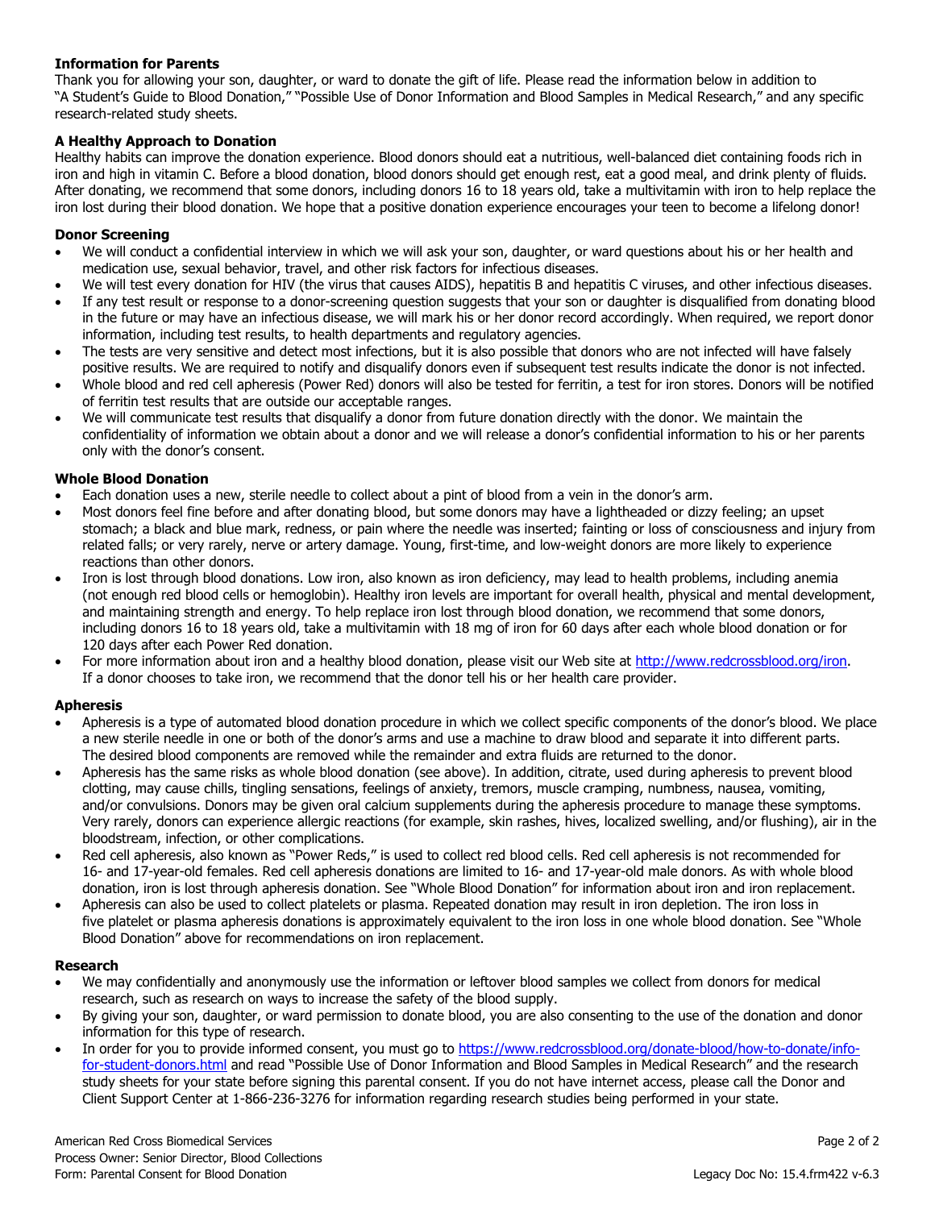**Information for Parents**

Thank you for allowing your son, daughter, or ward to donate the gift of life. Please read the information below in addition to "A Student's Guide to Blood Donation," "Possible Use of Donor Information and Blood Samples in Medical Research," and any specific research-related study sheets.

**A Healthy Approach to Donation**

Healthy habits can improve the donation experience. Blood donors should eat a nutritious, well-balanced diet containing foods rich in iron and high in vitamin C. Before a blood donation, blood donors should get enough rest, eat a good meal, and drink plenty of fluids. After donating, we recommend that some donors, including donors 16 to 18 years old, take a multivitamin with iron to help replace the iron lost during their blood donation. We hope that a positive donation experience encourages your teen to become a lifelong donor!

**Donor Screening**

- We will conduct a confidential interview in which we will ask your son, daughter, or ward questions about his or her health and medication use, sexual behavior, travel, and other risk factors for infectious diseases.
- We will test every donation for HIV (the virus that causes AIDS), hepatitis B and hepatitis C viruses, and other infectious diseases.
- If any test result or response to a donor-screening question suggests that your son or daughter is disqualified from donating blood in the future or may have an infectious disease, we will mark his or her donor record accordingly. When required, we report donor information, including test results, to health departments and regulatory agencies.
- The tests are very sensitive and detect most infections, but it is also possible that donors who are not infected will have falsely positive results. We are required to notify and disqualify donors even if subsequent test results indicate the donor is not infected.
- Whole blood and red cell apheresis (Power Red) donors will also be tested for ferritin, a test for iron stores. Donors will be notified of ferritin test results that are outside our acceptable ranges.
- We will communicate test results that disqualify a donor from future donation directly with the donor. We maintain the confidentiality of information we obtain about a donor and we will release a donor's confidential information to his or her parents only with the donor's consent.

**Whole Blood Donation**

- Each donation uses a new, sterile needle to collect about a pint of blood from a vein in the donor's arm.
- Most donors feel fine before and after donating blood, but some donors may have a lightheaded or dizzy feeling; an upset stomach; a black and blue mark, redness, or pain where the needle was inserted; fainting or loss of consciousness and injury from related falls; or very rarely, nerve or artery damage. Young, first-time, and low-weight donors are more likely to experience reactions than other donors.
- Iron is lost through blood donations. Low iron, also known as iron deficiency, may lead to health problems, including anemia (not enough red blood cells or hemoglobin). Healthy iron levels are important for overall health, physical and mental development, and maintaining strength and energy. To help replace iron lost through blood donation, we recommend that some donors, including donors 16 to 18 years old, take a multivitamin with 18 mg of iron for 60 days after each whole blood donation or for 120 days after each Power Red donation.
- For more information about iron and a healthy blood donation, please visit our Web site at http://www.redcrossblood.org/iron. If a donor chooses to take iron, we recommend that the donor tell his or her health care provider.

**Apheresis**

- Apheresis is a type of automated blood donation procedure in which we collect specific components of the donor's blood. We place a new sterile needle in one or both of the donor's arms and use a machine to draw blood and separate it into different parts. The desired blood components are removed while the remainder and extra fluids are returned to the donor.
- Apheresis has the same risks as whole blood donation (see above). In addition, citrate, used during apheresis to prevent blood clotting, may cause chills, tingling sensations, feelings of anxiety, tremors, muscle cramping, numbness, nausea, vomiting, and/or convulsions. Donors may be given oral calcium supplements during the apheresis procedure to manage these symptoms. Very rarely, donors can experience allergic reactions (for example, skin rashes, hives, localized swelling, and/or flushing), air in the bloodstream, infection, or other complications.
- Red cell apheresis, also known as "Power Reds," is used to collect red blood cells. Red cell apheresis is not recommended for 16- and 17-year-old females. Red cell apheresis donations are limited to 16- and 17-year-old male donors. As with whole blood donation, iron is lost through apheresis donation. See "Whole Blood Donation" for information about iron and iron replacement.
- Apheresis can also be used to collect platelets or plasma. Repeated donation may result in iron depletion. The iron loss in five platelet or plasma apheresis donations is approximately equivalent to the iron loss in one whole blood donation. See "Whole Blood Donation" above for recommendations on iron replacement.

**Research**

- We may confidentially and anonymously use the information or leftover blood samples we collect from donors for medical research, such as research on ways to increase the safety of the blood supply.
- By giving your son, daughter, or ward permission to donate blood, you are also consenting to the use of the donation and donor information for this type of research.
- In order for you to provide informed consent, you must go to https://www.redcrossblood.org/donate-blood/how-to-donate/info-for-student-donors.html and read "Possible Use of Donor Information and Blood Samples in Medical Research" and the research study sheets for your state before signing this parental consent. If you do not have internet access, please call the Donor and Client Support Center at 1-866-236-3276 for information regarding research studies being performed in your state.

American Red Cross Biomedical Services
Process Owner: Senior Director, Blood Collections
Form: Parental Consent for Blood Donation

Legacy Doc No: 15.4.frm422 v-6.3